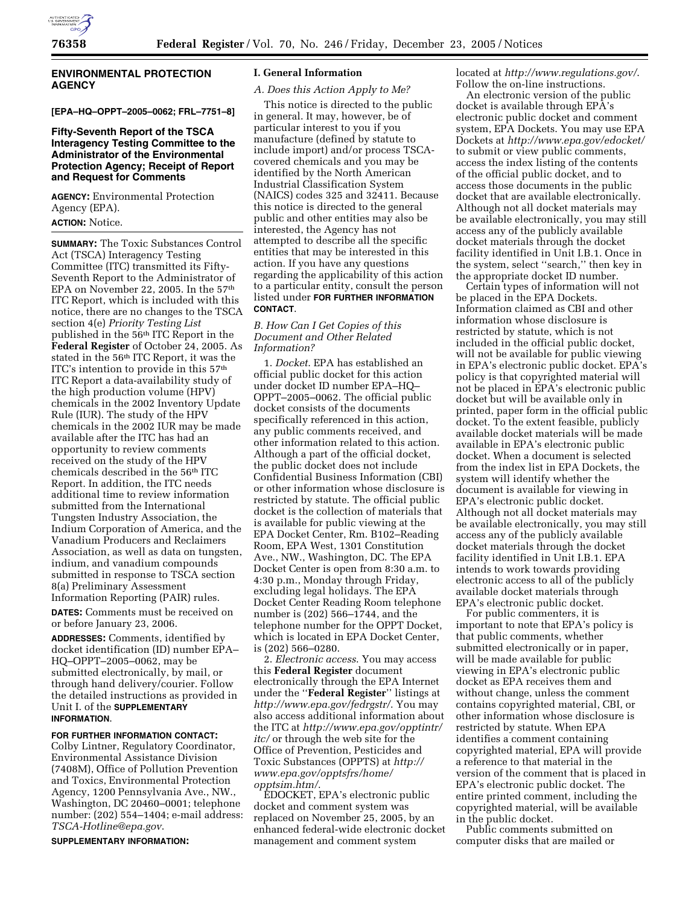## ENVIRONMENTAL PROTECTION AGENCY

**[EPA–HQ–OPPT–2005–0062; FRL–7751–8]**

### Fifty-Seventh Report of the TSCA Interagency Testing Committee to the Administrator of the Environmental Protection Agency; Receipt of Report and Request for Comments

**AGENCY:** Environmental Protection Agency (EPA).

**ACTION:** Notice.

**SUMMARY:** The Toxic Substances Control Act (TSCA) Interagency Testing Committee (ITC) transmitted its Fifty-Seventh Report to the Administrator of EPA on November 22, 2005. In the 57th ITC Report, which is included with this notice, there are no changes to the TSCA section 4(e) *Priority Testing List* published in the 56th ITC Report in the **Federal Register** of October 24, 2005. As stated in the 56th ITC Report, it was the ITC's intention to provide in this 57th ITC Report a data-availability study of the high production volume (HPV) chemicals in the 2002 Inventory Update Rule (IUR). The study of the HPV chemicals in the 2002 IUR may be made available after the ITC has had an opportunity to review comments received on the study of the HPV chemicals described in the 56th ITC Report. In addition, the ITC needs additional time to review information submitted from the International Tungsten Industry Association, the Indium Corporation of America, and the Vanadium Producers and Reclaimers Association, as well as data on tungsten, indium, and vanadium compounds submitted in response to TSCA section 8(a) Preliminary Assessment Information Reporting (PAIR) rules.

**DATES:** Comments must be received on or before January 23, 2006.

**ADDRESSES:** Comments, identified by docket identification (ID) number EPA–HQ–OPPT–2005–0062, may be submitted electronically, by mail, or through hand delivery/courier. Follow the detailed instructions as provided in Unit I. of the **SUPPLEMENTARY INFORMATION**.

**FOR FURTHER INFORMATION CONTACT:** Colby Lintner, Regulatory Coordinator, Environmental Assistance Division (7408M), Office of Pollution Prevention and Toxics, Environmental Protection Agency, 1200 Pennsylvania Ave., NW., Washington, DC 20460–0001; telephone number: (202) 554–1404; e-mail address: *TSCA-Hotline@epa.gov*.

**SUPPLEMENTARY INFORMATION:**

#### I. General Information

##### *A. Does this Action Apply to Me?*

This notice is directed to the public in general. It may, however, be of particular interest to you if you manufacture (defined by statute to include import) and/or process TSCA-covered chemicals and you may be identified by the North American Industrial Classification System (NAICS) codes 325 and 32411. Because this notice is directed to the general public and other entities may also be interested, the Agency has not attempted to describe all the specific entities that may be interested in this action. If you have any questions regarding the applicability of this action to a particular entity, consult the person listed under **FOR FURTHER INFORMATION CONTACT**.

##### *B. How Can I Get Copies of this Document and Other Related Information?*

1. *Docket*. EPA has established an official public docket for this action under docket ID number EPA–HQ–OPPT–2005–0062. The official public docket consists of the documents specifically referenced in this action, any public comments received, and other information related to this action. Although a part of the official docket, the public docket does not include Confidential Business Information (CBI) or other information whose disclosure is restricted by statute. The official public docket is the collection of materials that is available for public viewing at the EPA Docket Center, Rm. B102–Reading Room, EPA West, 1301 Constitution Ave., NW., Washington, DC. The EPA Docket Center is open from 8:30 a.m. to 4:30 p.m., Monday through Friday, excluding legal holidays. The EPA Docket Center Reading Room telephone number is (202) 566–1744, and the telephone number for the OPPT Docket, which is located in EPA Docket Center, is (202) 566–0280.

2. *Electronic access*. You may access this **Federal Register** document electronically through the EPA Internet under the ''**Federal Register**'' listings at *http://www.epa.gov/fedrgstr/*. You may also access additional information about the ITC at *http://www.epa.gov/opptintr/itc/* or through the web site for the Office of Prevention, Pesticides and Toxic Substances (OPPTS) at *http://www.epa.gov/opptsfrs/home/opptsim.htm/*.

EDOCKET, EPA's electronic public docket and comment system was replaced on November 25, 2005, by an enhanced federal-wide electronic docket management and comment system located at *http://www.regulations.gov/*. Follow the on-line instructions.

An electronic version of the public docket is available through EPA's electronic public docket and comment system, EPA Dockets. You may use EPA Dockets at *http://www.epa.gov/edocket/* to submit or view public comments, access the index listing of the contents of the official public docket, and to access those documents in the public docket that are available electronically. Although not all docket materials may be available electronically, you may still access any of the publicly available docket materials through the docket facility identified in Unit I.B.1. Once in the system, select ''search,'' then key in the appropriate docket ID number.

Certain types of information will not be placed in the EPA Dockets. Information claimed as CBI and other information whose disclosure is restricted by statute, which is not included in the official public docket, will not be available for public viewing in EPA's electronic public docket. EPA's policy is that copyrighted material will not be placed in EPA's electronic public docket but will be available only in printed, paper form in the official public docket. To the extent feasible, publicly available docket materials will be made available in EPA's electronic public docket. When a document is selected from the index list in EPA Dockets, the system will identify whether the document is available for viewing in EPA's electronic public docket. Although not all docket materials may be available electronically, you may still access any of the publicly available docket materials through the docket facility identified in Unit I.B.1. EPA intends to work towards providing electronic access to all of the publicly available docket materials through EPA's electronic public docket.

For public commenters, it is important to note that EPA's policy is that public comments, whether submitted electronically or in paper, will be made available for public viewing in EPA's electronic public docket as EPA receives them and without change, unless the comment contains copyrighted material, CBI, or other information whose disclosure is restricted by statute. When EPA identifies a comment containing copyrighted material, EPA will provide a reference to that material in the version of the comment that is placed in EPA's electronic public docket. The entire printed comment, including the copyrighted material, will be available in the public docket.

Public comments submitted on computer disks that are mailed or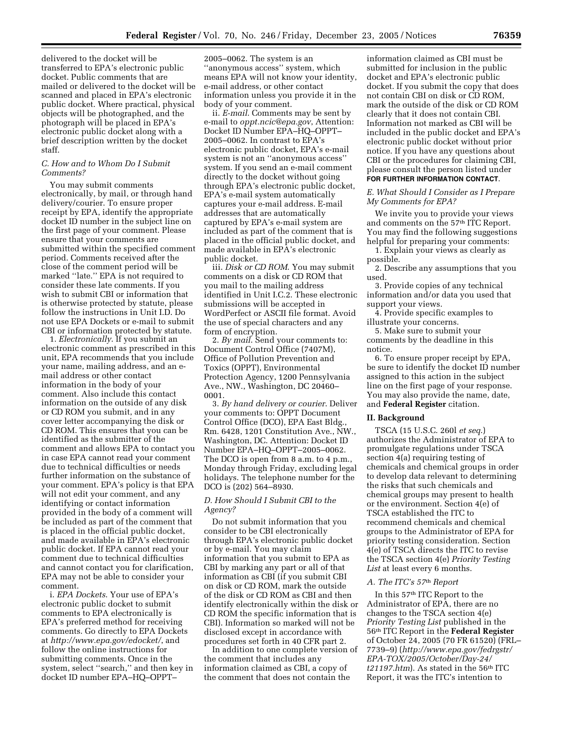delivered to the docket will be transferred to EPA's electronic public docket. Public comments that are mailed or delivered to the docket will be scanned and placed in EPA's electronic public docket. Where practical, physical objects will be photographed, and the photograph will be placed in EPA's electronic public docket along with a brief description written by the docket staff.

### *C. How and to Whom Do I Submit Comments?*

You may submit comments electronically, by mail, or through hand delivery/courier. To ensure proper receipt by EPA, identify the appropriate docket ID number in the subject line on the first page of your comment. Please ensure that your comments are submitted within the specified comment period. Comments received after the close of the comment period will be marked "late." EPA is not required to consider these late comments. If you wish to submit CBI or information that is otherwise protected by statute, please follow the instructions in Unit I.D. Do not use EPA Dockets or e-mail to submit CBI or information protected by statute.

1. *Electronically*. If you submit an electronic comment as prescribed in this unit, EPA recommends that you include your name, mailing address, and an e-mail address or other contact information in the body of your comment. Also include this contact information on the outside of any disk or CD ROM you submit, and in any cover letter accompanying the disk or CD ROM. This ensures that you can be identified as the submitter of the comment and allows EPA to contact you in case EPA cannot read your comment due to technical difficulties or needs further information on the substance of your comment. EPA's policy is that EPA will not edit your comment, and any identifying or contact information provided in the body of a comment will be included as part of the comment that is placed in the official public docket, and made available in EPA's electronic public docket. If EPA cannot read your comment due to technical difficulties and cannot contact you for clarification, EPA may not be able to consider your comment.

i. *EPA Dockets*. Your use of EPA's electronic public docket to submit comments to EPA electronically is EPA's preferred method for receiving comments. Go directly to EPA Dockets at *http://www.epa.gov/edocket/*, and follow the online instructions for submitting comments. Once in the system, select "search," and then key in docket ID number EPA–HQ–OPPT–2005–0062. The system is an "anonymous access" system, which means EPA will not know your identity, e-mail address, or other contact information unless you provide it in the body of your comment.

ii. *E-mail*. Comments may be sent by e-mail to *oppt.ncic@epa.gov*, Attention: Docket ID Number EPA–HQ–OPPT–2005–0062. In contrast to EPA's electronic public docket, EPA's e-mail system is not an "anonymous access" system. If you send an e-mail comment directly to the docket without going through EPA's electronic public docket, EPA's e-mail system automatically captures your e-mail address. E-mail addresses that are automatically captured by EPA's e-mail system are included as part of the comment that is placed in the official public docket, and made available in EPA's electronic public docket.

iii. *Disk or CD ROM*. You may submit comments on a disk or CD ROM that you mail to the mailing address identified in Unit I.C.2. These electronic submissions will be accepted in WordPerfect or ASCII file format. Avoid the use of special characters and any form of encryption.

2. *By mail*. Send your comments to: Document Control Office (7407M), Office of Pollution Prevention and Toxics (OPPT), Environmental Protection Agency, 1200 Pennsylvania Ave., NW., Washington, DC 20460–0001.

3. *By hand delivery or courier*. Deliver your comments to: OPPT Document Control Office (DCO), EPA East Bldg., Rm. 6428, 1201 Constitution Ave., NW., Washington, DC. Attention: Docket ID Number EPA–HQ–OPPT–2005–0062. The DCO is open from 8 a.m. to 4 p.m., Monday through Friday, excluding legal holidays. The telephone number for the DCO is (202) 564–8930.

### *D. How Should I Submit CBI to the Agency?*

Do not submit information that you consider to be CBI electronically through EPA's electronic public docket or by e-mail. You may claim information that you submit to EPA as CBI by marking any part or all of that information as CBI (if you submit CBI on disk or CD ROM, mark the outside of the disk or CD ROM as CBI and then identify electronically within the disk or CD ROM the specific information that is CBI). Information so marked will not be disclosed except in accordance with procedures set forth in 40 CFR part 2.

In addition to one complete version of the comment that includes any information claimed as CBI, a copy of the comment that does not contain the information claimed as CBI must be submitted for inclusion in the public docket and EPA's electronic public docket. If you submit the copy that does not contain CBI on disk or CD ROM, mark the outside of the disk or CD ROM clearly that it does not contain CBI. Information not marked as CBI will be included in the public docket and EPA's electronic public docket without prior notice. If you have any questions about CBI or the procedures for claiming CBI, please consult the person listed under **FOR FURTHER INFORMATION CONTACT**.

### *E. What Should I Consider as I Prepare My Comments for EPA?*

We invite you to provide your views and comments on the 57th ITC Report. You may find the following suggestions helpful for preparing your comments:

1. Explain your views as clearly as possible.
2. Describe any assumptions that you used.
3. Provide copies of any technical information and/or data you used that support your views.
4. Provide specific examples to illustrate your concerns.
5. Make sure to submit your comments by the deadline in this notice.
6. To ensure proper receipt by EPA, be sure to identify the docket ID number assigned to this action in the subject line on the first page of your response. You may also provide the name, date, and **Federal Register** citation.

## II. Background

TSCA (15 U.S.C. 260l *et seq.*) authorizes the Administrator of EPA to promulgate regulations under TSCA section 4(a) requiring testing of chemicals and chemical groups in order to develop data relevant to determining the risks that such chemicals and chemical groups may present to health or the environment. Section 4(e) of TSCA established the ITC to recommend chemicals and chemical groups to the Administrator of EPA for priority testing consideration. Section 4(e) of TSCA directs the ITC to revise the TSCA section 4(e) *Priority Testing List* at least every 6 months.

### *A. The ITC's 57th Report*

In this 57th ITC Report to the Administrator of EPA, there are no changes to the TSCA section 4(e) *Priority Testing List* published in the 56th ITC Report in the **Federal Register** of October 24, 2005 (70 FR 61520) (FRL–7739–9) (*http://www.epa.gov/fedrgstr/EPA-TOX/2005/October/Day-24/t21197.htm*). As stated in the 56th ITC Report, it was the ITC's intention to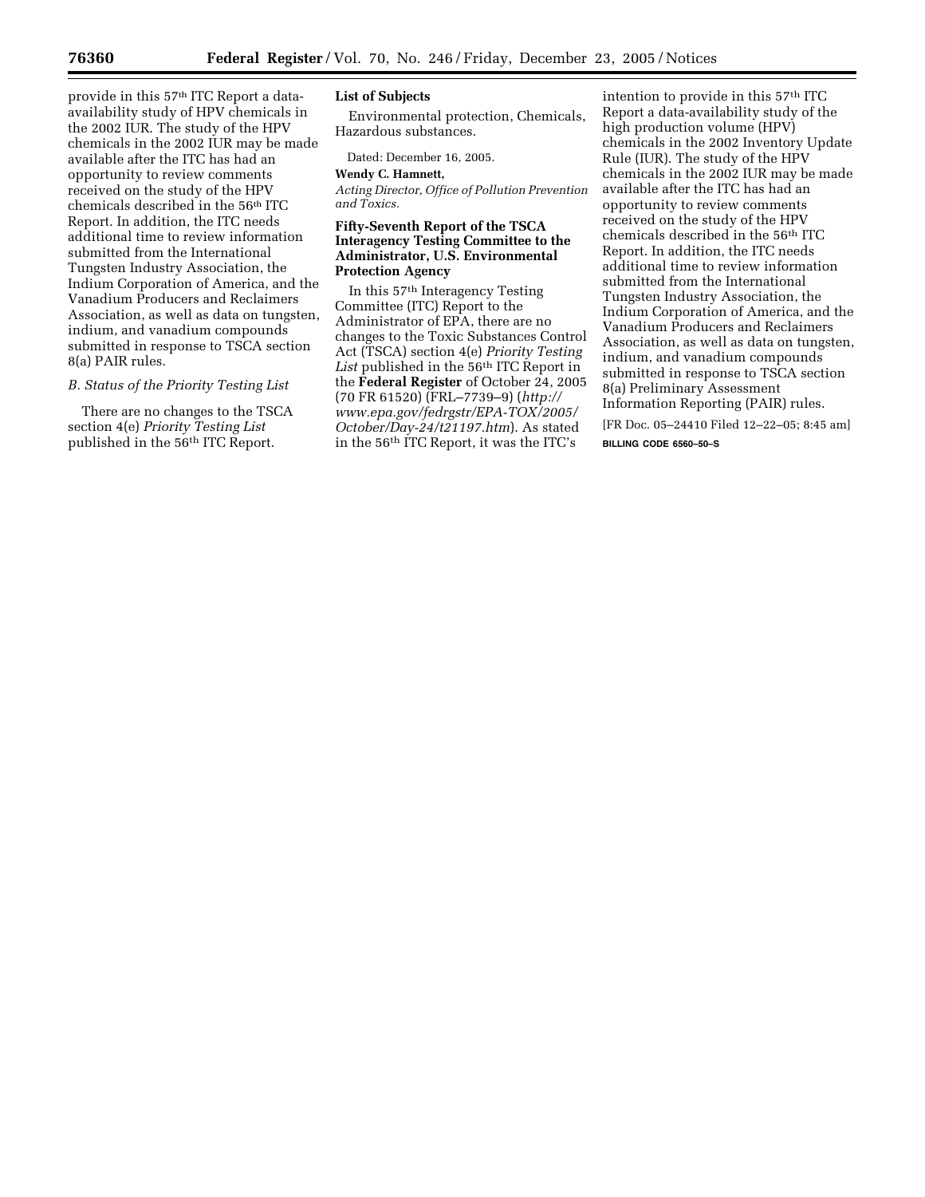provide in this 57th ITC Report a data-availability study of HPV chemicals in the 2002 IUR. The study of the HPV chemicals in the 2002 IUR may be made available after the ITC has had an opportunity to review comments received on the study of the HPV chemicals described in the 56th ITC Report. In addition, the ITC needs additional time to review information submitted from the International Tungsten Industry Association, the Indium Corporation of America, and the Vanadium Producers and Reclaimers Association, as well as data on tungsten, indium, and vanadium compounds submitted in response to TSCA section 8(a) PAIR rules.

*B. Status of the Priority Testing List*

There are no changes to the TSCA section 4(e) *Priority Testing List* published in the 56th ITC Report.

**List of Subjects**

Environmental protection, Chemicals, Hazardous substances.

Dated: December 16, 2005.

**Wendy C. Hamnett,**

*Acting Director, Office of Pollution Prevention and Toxics.*

**Fifty-Seventh Report of the TSCA Interagency Testing Committee to the Administrator, U.S. Environmental Protection Agency**

In this 57th Interagency Testing Committee (ITC) Report to the Administrator of EPA, there are no changes to the Toxic Substances Control Act (TSCA) section 4(e) *Priority Testing List* published in the 56th ITC Report in the **Federal Register** of October 24, 2005 (70 FR 61520) (FRL–7739–9) (*http://www.epa.gov/fedrgstr/EPA-TOX/2005/October/Day-24/t21197.htm*). As stated in the 56th ITC Report, it was the ITC's intention to provide in this 57th ITC Report a data-availability study of the high production volume (HPV) chemicals in the 2002 Inventory Update Rule (IUR). The study of the HPV chemicals in the 2002 IUR may be made available after the ITC has had an opportunity to review comments received on the study of the HPV chemicals described in the 56th ITC Report. In addition, the ITC needs additional time to review information submitted from the International Tungsten Industry Association, the Indium Corporation of America, and the Vanadium Producers and Reclaimers Association, as well as data on tungsten, indium, and vanadium compounds submitted in response to TSCA section 8(a) Preliminary Assessment Information Reporting (PAIR) rules.

[FR Doc. 05–24410 Filed 12–22–05; 8:45 am]

**BILLING CODE 6560–50–S**